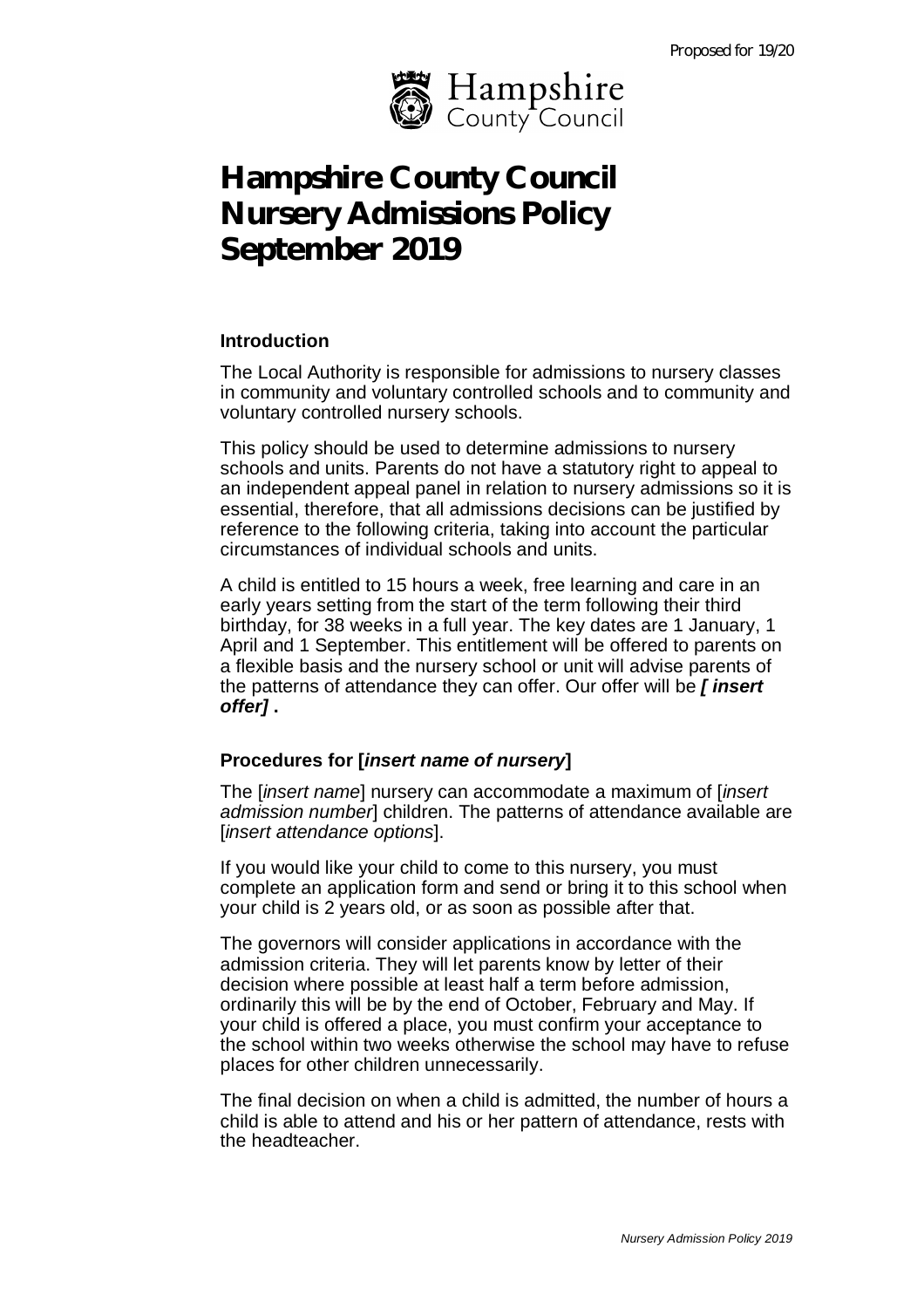Proposed for 19/20

# Hampshire County Council Nursery Admissions Policy September 2019

### Introduction

The Local Authority is responsible for admissions to nursery classes in community and voluntary controlled schools and to community and voluntary controlled nursery schools.

This policy should be used to determine admissions to nursery schools and units. Parents do not have a statutory right to appeal to an independent appeal panel in relation to nursery admissions so it is essential, therefore, that all admissions decisions can be justified by reference to the following criteria, taking into account the particular circumstances of individual schools and units.

A child is entitled to 15 hours a week, free learning and care in an early years setting from the start of the term following their third birthday, for 38 weeks in a full year. The key dates are 1 January, 1 April and 1 September. This entitlement will be offered to parents on a flexible basis and the nursery school or unit will advise parents of the patterns of attendance they can offer. Our offer will be ***[ insert offer]*** **.**

### Procedures for [*insert name of nursery*]

The [*insert name*] nursery can accommodate a maximum of [*insert admission number*] children. The patterns of attendance available are [*insert attendance options*].

If you would like your child to come to this nursery, you must complete an application form and send or bring it to this school when your child is 2 years old, or as soon as possible after that.

The governors will consider applications in accordance with the admission criteria. They will let parents know by letter of their decision where possible at least half a term before admission, ordinarily this will be by the end of October, February and May. If your child is offered a place, you must confirm your acceptance to the school within two weeks otherwise the school may have to refuse places for other children unnecessarily.

The final decision on when a child is admitted, the number of hours a child is able to attend and his or her pattern of attendance, rests with the headteacher.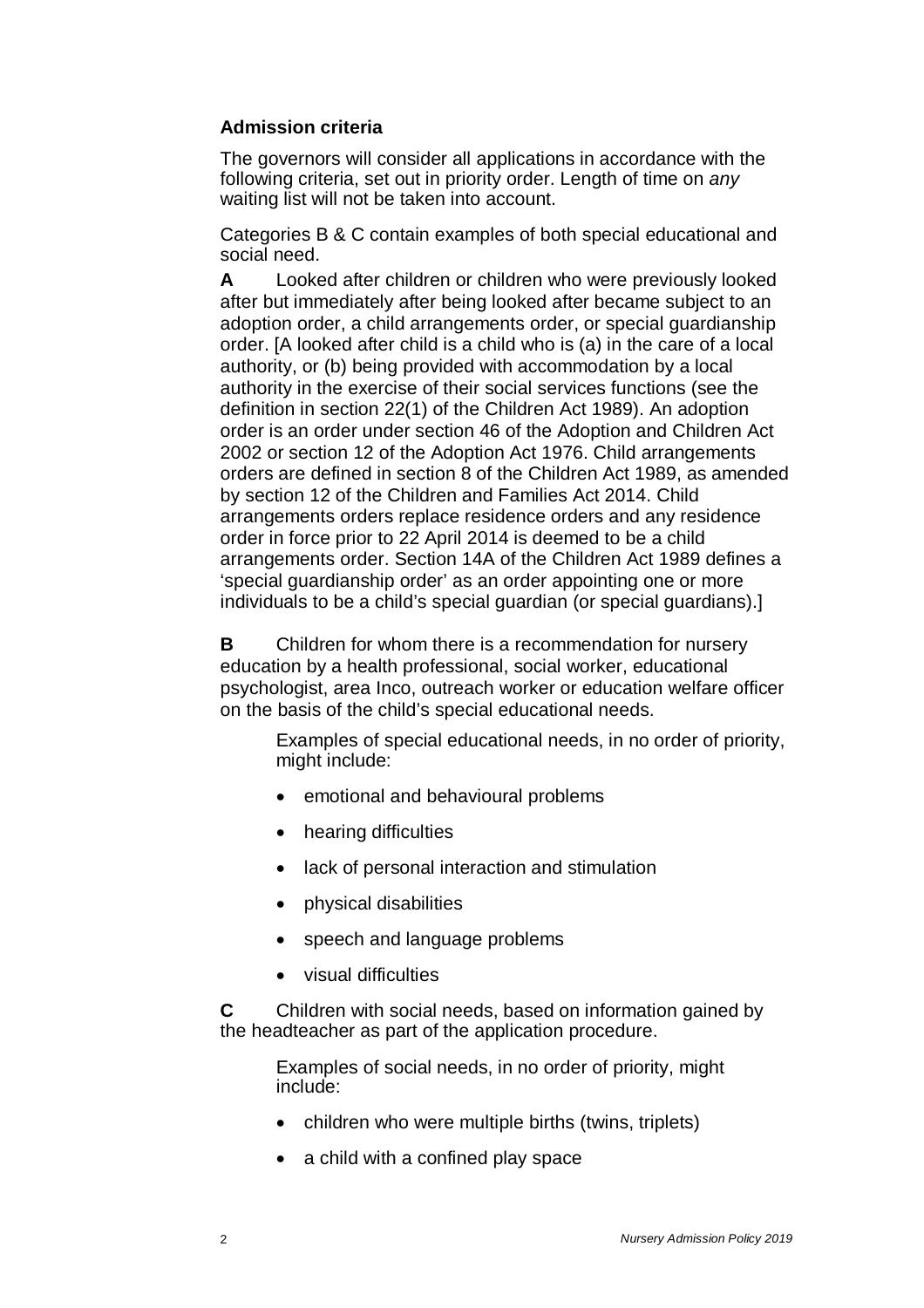## Admission criteria

The governors will consider all applications in accordance with the following criteria, set out in priority order. Length of time on *any* waiting list will not be taken into account.

Categories B & C contain examples of both special educational and social need.

**A** Looked after children or children who were previously looked after but immediately after being looked after became subject to an adoption order, a child arrangements order, or special guardianship order. [A looked after child is a child who is (a) in the care of a local authority, or (b) being provided with accommodation by a local authority in the exercise of their social services functions (see the definition in section 22(1) of the Children Act 1989). An adoption order is an order under section 46 of the Adoption and Children Act 2002 or section 12 of the Adoption Act 1976. Child arrangements orders are defined in section 8 of the Children Act 1989, as amended by section 12 of the Children and Families Act 2014. Child arrangements orders replace residence orders and any residence order in force prior to 22 April 2014 is deemed to be a child arrangements order. Section 14A of the Children Act 1989 defines a 'special guardianship order' as an order appointing one or more individuals to be a child's special guardian (or special guardians).]

**B** Children for whom there is a recommendation for nursery education by a health professional, social worker, educational psychologist, area Inco, outreach worker or education welfare officer on the basis of the child's special educational needs.

Examples of special educational needs, in no order of priority, might include:

- emotional and behavioural problems
- hearing difficulties
- lack of personal interaction and stimulation
- physical disabilities
- speech and language problems
- visual difficulties

**C** Children with social needs, based on information gained by the headteacher as part of the application procedure.

Examples of social needs, in no order of priority, might include:

- children who were multiple births (twins, triplets)
- a child with a confined play space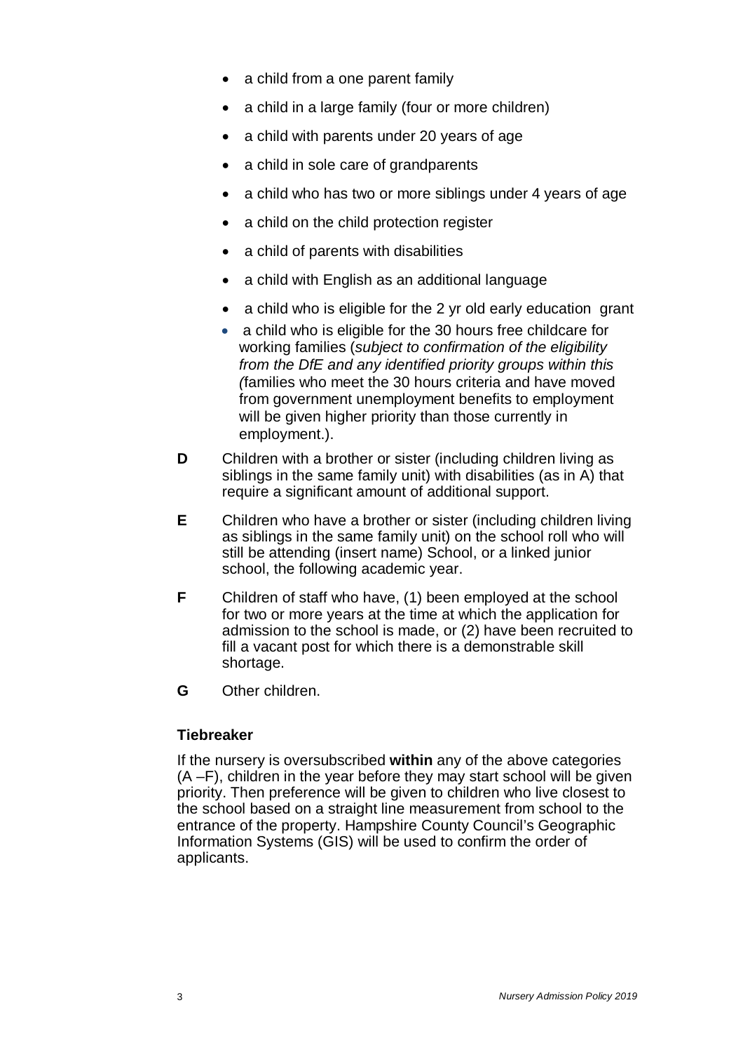- a child from a one parent family
- a child in a large family (four or more children)
- a child with parents under 20 years of age
- a child in sole care of grandparents
- a child who has two or more siblings under 4 years of age
- a child on the child protection register
- a child of parents with disabilities
- a child with English as an additional language
- a child who is eligible for the 2 yr old early education grant
- a child who is eligible for the 30 hours free childcare for working families (*subject to confirmation of the eligibility from the DfE and any identified priority groups within this (*families who meet the 30 hours criteria and have moved from government unemployment benefits to employment will be given higher priority than those currently in employment.).

**D** Children with a brother or sister (including children living as siblings in the same family unit) with disabilities (as in A) that require a significant amount of additional support.

**E** Children who have a brother or sister (including children living as siblings in the same family unit) on the school roll who will still be attending (insert name) School, or a linked junior school, the following academic year.

**F** Children of staff who have, (1) been employed at the school for two or more years at the time at which the application for admission to the school is made, or (2) have been recruited to fill a vacant post for which there is a demonstrable skill shortage.

**G** Other children.

### Tiebreaker

If the nursery is oversubscribed **within** any of the above categories (A –F), children in the year before they may start school will be given priority. Then preference will be given to children who live closest to the school based on a straight line measurement from school to the entrance of the property. Hampshire County Council's Geographic Information Systems (GIS) will be used to confirm the order of applicants.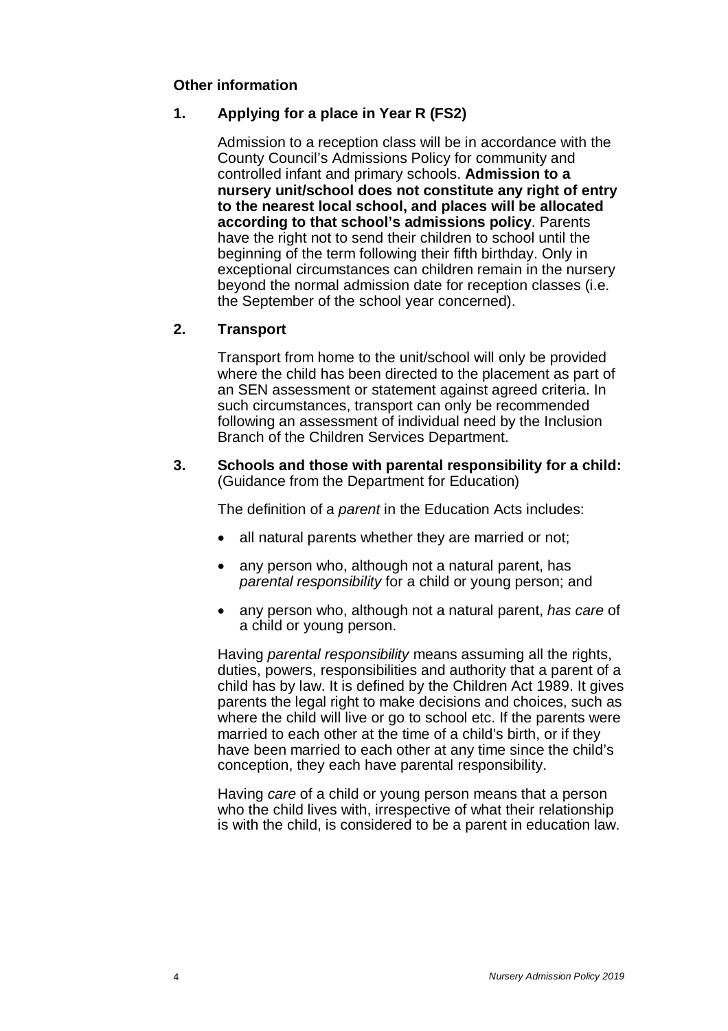## Other information

### 1. Applying for a place in Year R (FS2)

Admission to a reception class will be in accordance with the County Council's Admissions Policy for community and controlled infant and primary schools. **Admission to a nursery unit/school does not constitute any right of entry to the nearest local school, and places will be allocated according to that school's admissions policy**. Parents have the right not to send their children to school until the beginning of the term following their fifth birthday. Only in exceptional circumstances can children remain in the nursery beyond the normal admission date for reception classes (i.e. the September of the school year concerned).

### 2. Transport

Transport from home to the unit/school will only be provided where the child has been directed to the placement as part of an SEN assessment or statement against agreed criteria. In such circumstances, transport can only be recommended following an assessment of individual need by the Inclusion Branch of the Children Services Department.

### 3. Schools and those with parental responsibility for a child:

(Guidance from the Department for Education)

The definition of a *parent* in the Education Acts includes:

- all natural parents whether they are married or not;
- any person who, although not a natural parent, has *parental responsibility* for a child or young person; and
- any person who, although not a natural parent, *has care* of a child or young person.

Having *parental responsibility* means assuming all the rights, duties, powers, responsibilities and authority that a parent of a child has by law. It is defined by the Children Act 1989. It gives parents the legal right to make decisions and choices, such as where the child will live or go to school etc. If the parents were married to each other at the time of a child's birth, or if they have been married to each other at any time since the child's conception, they each have parental responsibility.

Having *care* of a child or young person means that a person who the child lives with, irrespective of what their relationship is with the child, is considered to be a parent in education law.